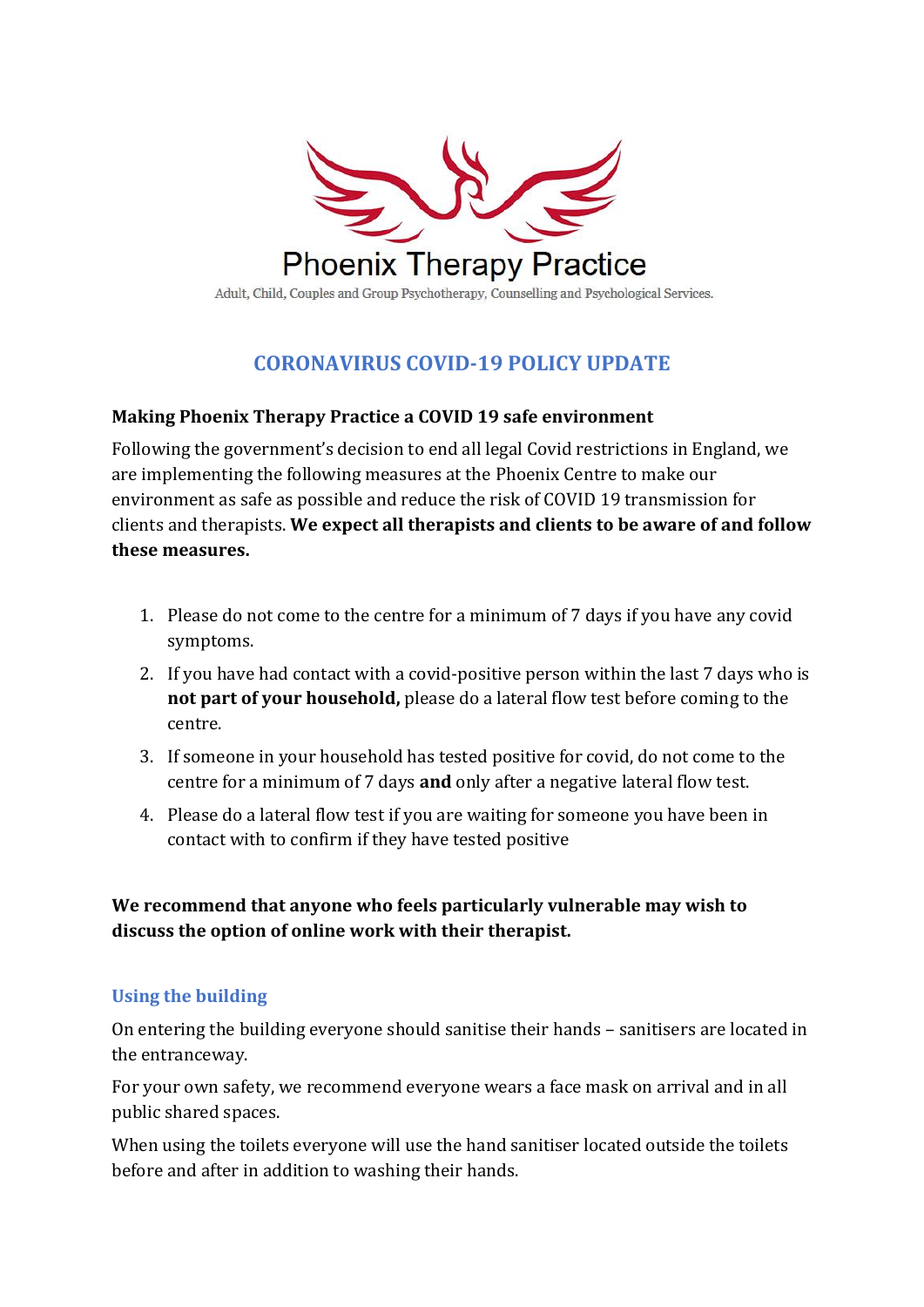# Phoenix Therapy Practice

Adult, Child, Couples and Group Psychotherapy, Counselling and Psychological Services.

## CORONAVIRUS COVID-19 POLICY UPDATE

**Making Phoenix Therapy Practice a COVID 19 safe environment**

Following the government's decision to end all legal Covid restrictions in England, we are implementing the following measures at the Phoenix Centre to make our environment as safe as possible and reduce the risk of COVID 19 transmission for clients and therapists. **We expect all therapists and clients to be aware of and follow these measures.**

1. Please do not come to the centre for a minimum of 7 days if you have any covid symptoms.
2. If you have had contact with a covid-positive person within the last 7 days who is **not part of your household,** please do a lateral flow test before coming to the centre.
3. If someone in your household has tested positive for covid, do not come to the centre for a minimum of 7 days **and** only after a negative lateral flow test.
4. Please do a lateral flow test if you are waiting for someone you have been in contact with to confirm if they have tested positive

**We recommend that anyone who feels particularly vulnerable may wish to discuss the option of online work with their therapist.**

### Using the building

On entering the building everyone should sanitise their hands – sanitisers are located in the entranceway.

For your own safety, we recommend everyone wears a face mask on arrival and in all public shared spaces.

When using the toilets everyone will use the hand sanitiser located outside the toilets before and after in addition to washing their hands.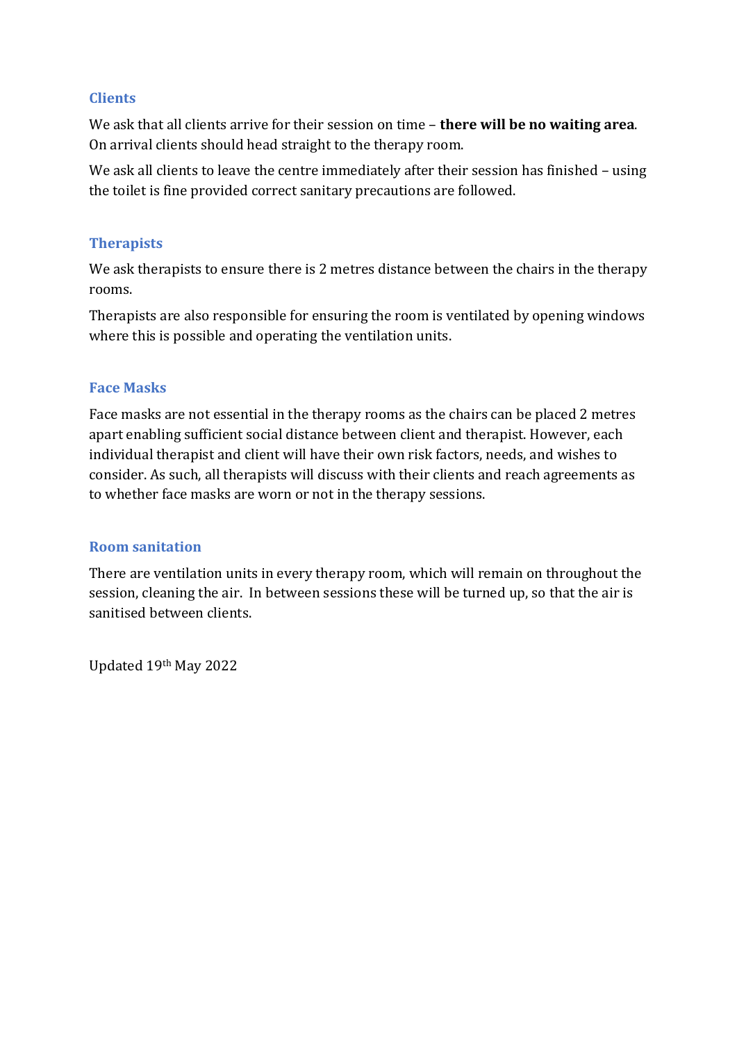## Clients

We ask that all clients arrive for their session on time – **there will be no waiting area**. On arrival clients should head straight to the therapy room.

We ask all clients to leave the centre immediately after their session has finished – using the toilet is fine provided correct sanitary precautions are followed.

## Therapists

We ask therapists to ensure there is 2 metres distance between the chairs in the therapy rooms.

Therapists are also responsible for ensuring the room is ventilated by opening windows where this is possible and operating the ventilation units.

## Face Masks

Face masks are not essential in the therapy rooms as the chairs can be placed 2 metres apart enabling sufficient social distance between client and therapist. However, each individual therapist and client will have their own risk factors, needs, and wishes to consider. As such, all therapists will discuss with their clients and reach agreements as to whether face masks are worn or not in the therapy sessions.

## Room sanitation

There are ventilation units in every therapy room, which will remain on throughout the session, cleaning the air. In between sessions these will be turned up, so that the air is sanitised between clients.

Updated 19th May 2022